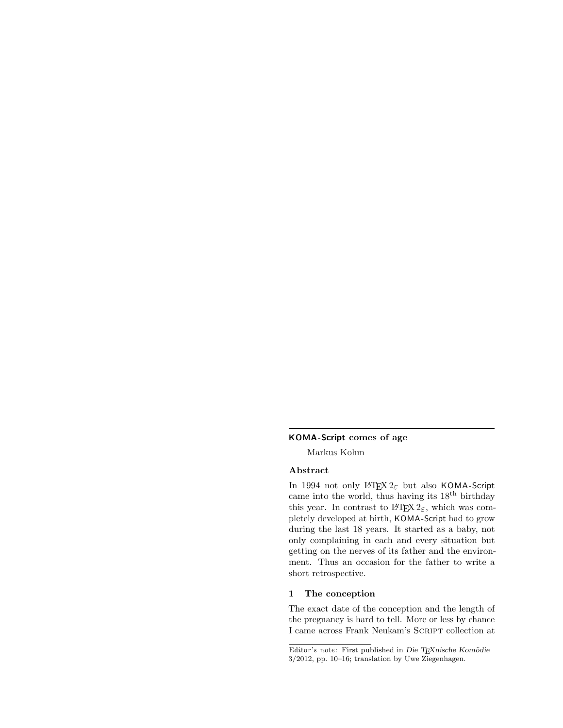## KOMA-Script comes of age

Markus Kohm

### Abstract

In 1994 not only $\LaTeX\,2_\varepsilon$ but also KOMA-Script came into the world, thus having its $18^{\text{th}}$ birthday this year. In contrast to $\LaTeX\,2_\varepsilon$, which was completely developed at birth, KOMA-Script had to grow during the last 18 years. It started as a baby, not only complaining in each and every situation but getting on the nerves of its father and the environment. Thus an occasion for the father to write a short retrospective.

### 1 The conception

The exact date of the conception and the length of the pregnancy is hard to tell. More or less by chance I came across Frank Neukam's Script collection at

---

Editor's note: First published in *Die TEXnische Komödie* 3/2012, pp. 10–16; translation by Uwe Ziegenhagen.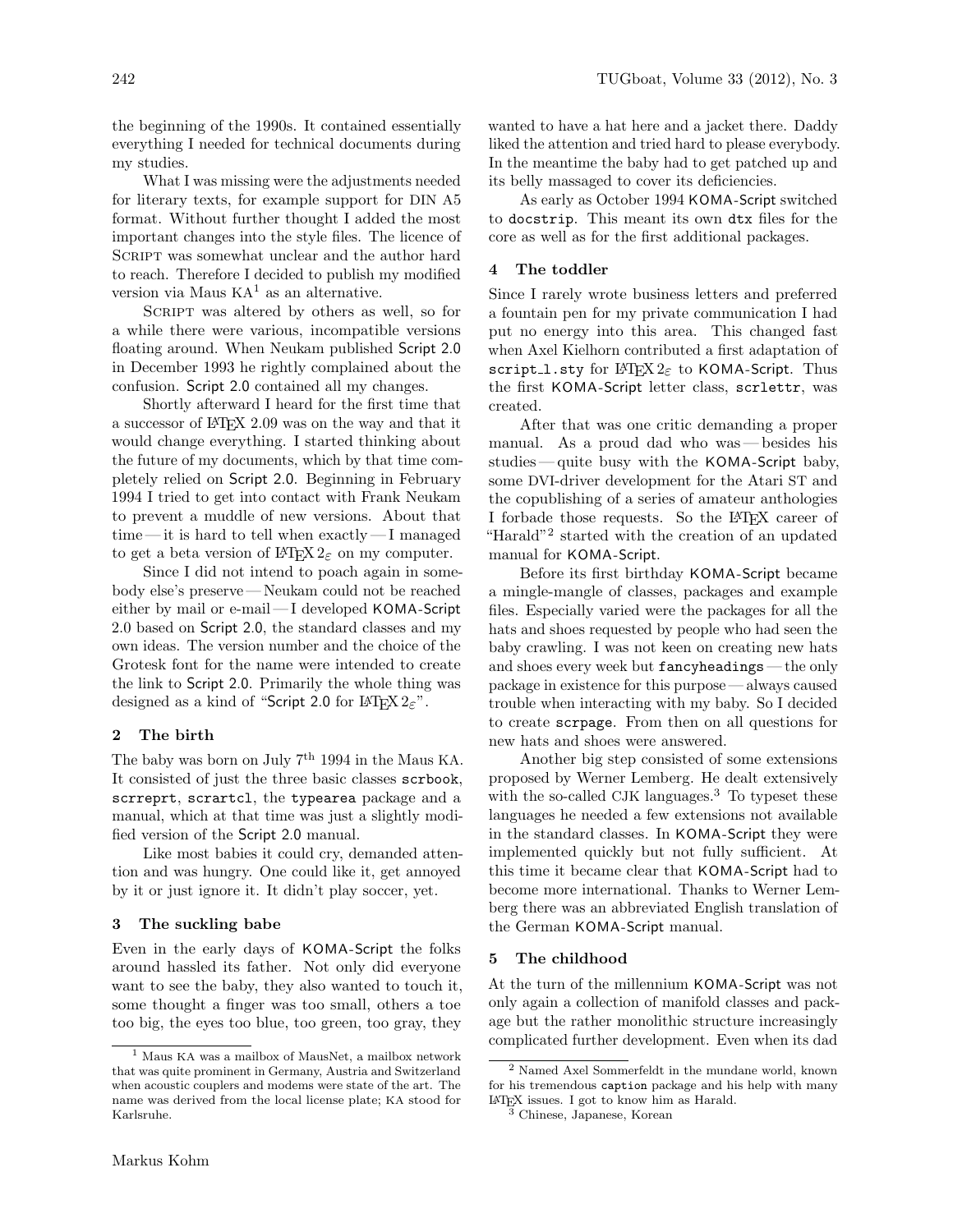the beginning of the 1990s. It contained essentially everything I needed for technical documents during my studies.

What I was missing were the adjustments needed for literary texts, for example support for DIN A5 format. Without further thought I added the most important changes into the style files. The licence of SCRIPT was somewhat unclear and the author hard to reach. Therefore I decided to publish my modified version via Maus KA[1] as an alternative.

SCRIPT was altered by others as well, so for a while there were various, incompatible versions floating around. When Neukam published Script 2.0 in December 1993 he rightly complained about the confusion. Script 2.0 contained all my changes.

Shortly afterward I heard for the first time that a successor of LaTeX 2.09 was on the way and that it would change everything. I started thinking about the future of my documents, which by that time completely relied on Script 2.0. Beginning in February 1994 I tried to get into contact with Frank Neukam to prevent a muddle of new versions. About that time — it is hard to tell when exactly — I managed to get a beta version of LaTeX $2_\varepsilon$ on my computer.

Since I did not intend to poach again in somebody else's preserve — Neukam could not be reached either by mail or e-mail — I developed KOMA-Script 2.0 based on Script 2.0, the standard classes and my own ideas. The version number and the choice of the Grotesk font for the name were intended to create the link to Script 2.0. Primarily the whole thing was designed as a kind of "Script 2.0 for LaTeX $2_\varepsilon$".

## 2 The birth

The baby was born on July 7th 1994 in the Maus KA. It consisted of just the three basic classes `scrbook`, `scrreprt`, `scrartcl`, the `typearea` package and a manual, which at that time was just a slightly modified version of the Script 2.0 manual.

Like most babies it could cry, demanded attention and was hungry. One could like it, get annoyed by it or just ignore it. It didn't play soccer, yet.

## 3 The suckling babe

Even in the early days of KOMA-Script the folks around hassled its father. Not only did everyone want to see the baby, they also wanted to touch it, some thought a finger was too small, others a toe too big, the eyes too blue, too green, too gray, they wanted to have a hat here and a jacket there. Daddy liked the attention and tried hard to please everybody. In the meantime the baby had to get patched up and its belly massaged to cover its deficiencies.

As early as October 1994 KOMA-Script switched to `docstrip`. This meant its own `dtx` files for the core as well as for the first additional packages.

## 4 The toddler

Since I rarely wrote business letters and preferred a fountain pen for my private communication I had put no energy into this area. This changed fast when Axel Kielhorn contributed a first adaptation of `script_l.sty` for LaTeX $2_\varepsilon$ to KOMA-Script. Thus the first KOMA-Script letter class, `scrlettr`, was created.

After that was one critic demanding a proper manual. As a proud dad who was — besides his studies — quite busy with the KOMA-Script baby, some DVI-driver development for the Atari ST and the copublishing of a series of amateur anthologies I forbade those requests. So the LaTeX career of "Harald"[2] started with the creation of an updated manual for KOMA-Script.

Before its first birthday KOMA-Script became a mingle-mangle of classes, packages and example files. Especially varied were the packages for all the hats and shoes requested by people who had seen the baby crawling. I was not keen on creating new hats and shoes every week but `fancyheadings` — the only package in existence for this purpose — always caused trouble when interacting with my baby. So I decided to create `scrpage`. From then on all questions for new hats and shoes were answered.

Another big step consisted of some extensions proposed by Werner Lemberg. He dealt extensively with the so-called CJK languages.[3] To typeset these languages he needed a few extensions not available in the standard classes. In KOMA-Script they were implemented quickly but not fully sufficient. At this time it became clear that KOMA-Script had to become more international. Thanks to Werner Lemberg there was an abbreviated English translation of the German KOMA-Script manual.

## 5 The childhood

At the turn of the millennium KOMA-Script was not only again a collection of manifold classes and package but the rather monolithic structure increasingly complicated further development. Even when its dad

---

[1] Maus KA was a mailbox of MausNet, a mailbox network that was quite prominent in Germany, Austria and Switzerland when acoustic couplers and modems were state of the art. The name was derived from the local license plate; KA stood for Karlsruhe.

[2] Named Axel Sommerfeldt in the mundane world, known for his tremendous `caption` package and his help with many LaTeX issues. I got to know him as Harald.

[3] Chinese, Japanese, Korean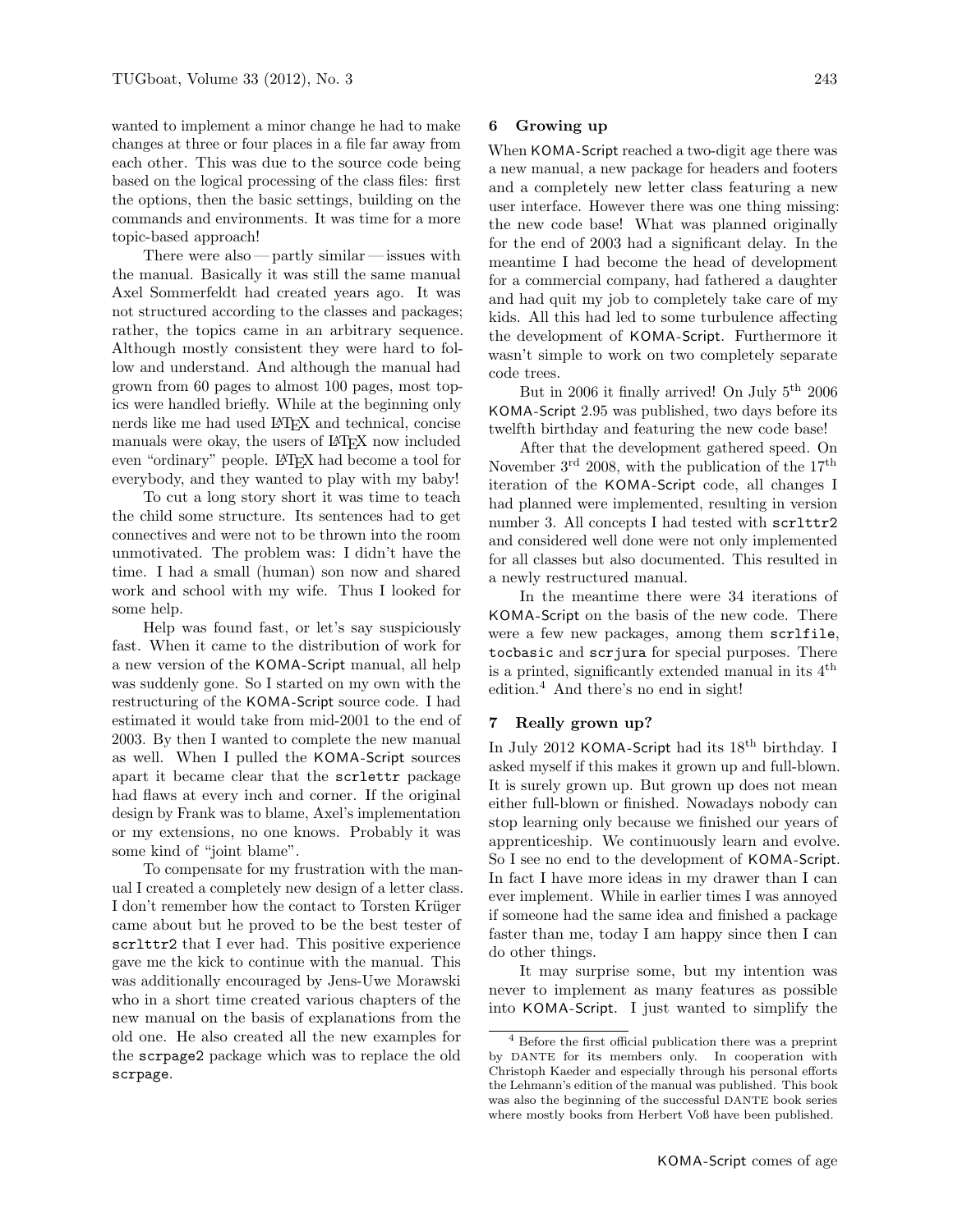wanted to implement a minor change he had to make changes at three or four places in a file far away from each other. This was due to the source code being based on the logical processing of the class files: first the options, then the basic settings, building on the commands and environments. It was time for a more topic-based approach!

There were also — partly similar — issues with the manual. Basically it was still the same manual Axel Sommerfeldt had created years ago. It was not structured according to the classes and packages; rather, the topics came in an arbitrary sequence. Although mostly consistent they were hard to follow and understand. And although the manual had grown from 60 pages to almost 100 pages, most topics were handled briefly. While at the beginning only nerds like me had used LaTeX and technical, concise manuals were okay, the users of LaTeX now included even "ordinary" people. LaTeX had become a tool for everybody, and they wanted to play with my baby!

To cut a long story short it was time to teach the child some structure. Its sentences had to get connectives and were not to be thrown into the room unmotivated. The problem was: I didn't have the time. I had a small (human) son now and shared work and school with my wife. Thus I looked for some help.

Help was found fast, or let's say suspiciously fast. When it came to the distribution of work for a new version of the KOMA-Script manual, all help was suddenly gone. So I started on my own with the restructuring of the KOMA-Script source code. I had estimated it would take from mid-2001 to the end of 2003. By then I wanted to complete the new manual as well. When I pulled the KOMA-Script sources apart it became clear that the `scrlettr` package had flaws at every inch and corner. If the original design by Frank was to blame, Axel's implementation or my extensions, no one knows. Probably it was some kind of "joint blame".

To compensate for my frustration with the manual I created a completely new design of a letter class. I don't remember how the contact to Torsten Krüger came about but he proved to be the best tester of `scrlttr2` that I ever had. This positive experience gave me the kick to continue with the manual. This was additionally encouraged by Jens-Uwe Morawski who in a short time created various chapters of the new manual on the basis of explanations from the old one. He also created all the new examples for the `scrpage2` package which was to replace the old `scrpage`.

## 6 Growing up

When KOMA-Script reached a two-digit age there was a new manual, a new package for headers and footers and a completely new letter class featuring a new user interface. However there was one thing missing: the new code base! What was planned originally for the end of 2003 had a significant delay. In the meantime I had become the head of development for a commercial company, had fathered a daughter and had quit my job to completely take care of my kids. All this had led to some turbulence affecting the development of KOMA-Script. Furthermore it wasn't simple to work on two completely separate code trees.

But in 2006 it finally arrived! On July 5th 2006 KOMA-Script 2.95 was published, two days before its twelfth birthday and featuring the new code base!

After that the development gathered speed. On November 3rd 2008, with the publication of the 17th iteration of the KOMA-Script code, all changes I had planned were implemented, resulting in version number 3. All concepts I had tested with `scrlttr2` and considered well done were not only implemented for all classes but also documented. This resulted in a newly restructured manual.

In the meantime there were 34 iterations of KOMA-Script on the basis of the new code. There were a few new packages, among them `scrlfile`, `tocbasic` and `scrjura` for special purposes. There is a printed, significantly extended manual in its 4th edition.[4] And there's no end in sight!

## 7 Really grown up?

In July 2012 KOMA-Script had its 18th birthday. I asked myself if this makes it grown up and full-blown. It is surely grown up. But grown up does not mean either full-blown or finished. Nowadays nobody can stop learning only because we finished our years of apprenticeship. We continuously learn and evolve. So I see no end to the development of KOMA-Script. In fact I have more ideas in my drawer than I can ever implement. While in earlier times I was annoyed if someone had the same idea and finished a package faster than me, today I am happy since then I can do other things.

It may surprise some, but my intention was never to implement as many features as possible into KOMA-Script. I just wanted to simplify the

[4] Before the first official publication there was a preprint by DANTE for its members only. In cooperation with Christoph Kaeder and especially through his personal efforts the Lehmann's edition of the manual was published. This book was also the beginning of the successful DANTE book series where mostly books from Herbert Voß have been published.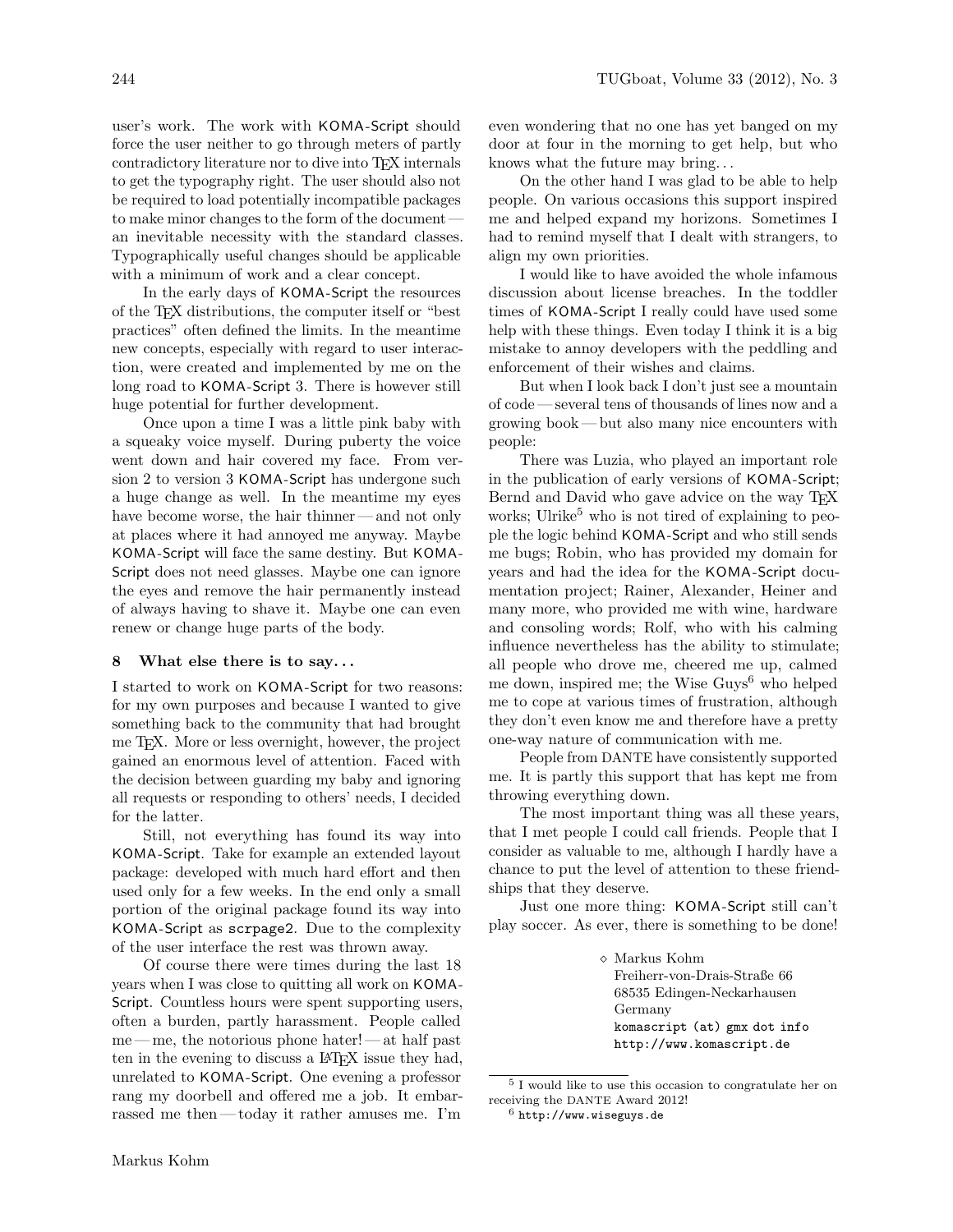user's work. The work with KOMA-Script should force the user neither to go through meters of partly contradictory literature nor to dive into TeX internals to get the typography right. The user should also not be required to load potentially incompatible packages to make minor changes to the form of the document — an inevitable necessity with the standard classes. Typographically useful changes should be applicable with a minimum of work and a clear concept.

In the early days of KOMA-Script the resources of the TeX distributions, the computer itself or "best practices" often defined the limits. In the meantime new concepts, especially with regard to user interaction, were created and implemented by me on the long road to KOMA-Script 3. There is however still huge potential for further development.

Once upon a time I was a little pink baby with a squeaky voice myself. During puberty the voice went down and hair covered my face. From version 2 to version 3 KOMA-Script has undergone such a huge change as well. In the meantime my eyes have become worse, the hair thinner — and not only at places where it had annoyed me anyway. Maybe KOMA-Script will face the same destiny. But KOMA-Script does not need glasses. Maybe one can ignore the eyes and remove the hair permanently instead of always having to shave it. Maybe one can even renew or change huge parts of the body.

## 8 What else there is to say...

I started to work on KOMA-Script for two reasons: for my own purposes and because I wanted to give something back to the community that had brought me TeX. More or less overnight, however, the project gained an enormous level of attention. Faced with the decision between guarding my baby and ignoring all requests or responding to others' needs, I decided for the latter.

Still, not everything has found its way into KOMA-Script. Take for example an extended layout package: developed with much hard effort and then used only for a few weeks. In the end only a small portion of the original package found its way into KOMA-Script as scrpage2. Due to the complexity of the user interface the rest was thrown away.

Of course there were times during the last 18 years when I was close to quitting all work on KOMA-Script. Countless hours were spent supporting users, often a burden, partly harassment. People called me — me, the notorious phone hater! — at half past ten in the evening to discuss a LaTeX issue they had, unrelated to KOMA-Script. One evening a professor rang my doorbell and offered me a job. It embarrassed me then — today it rather amuses me. I'm even wondering that no one has yet banged on my door at four in the morning to get help, but who knows what the future may bring...

On the other hand I was glad to be able to help people. On various occasions this support inspired me and helped expand my horizons. Sometimes I had to remind myself that I dealt with strangers, to align my own priorities.

I would like to have avoided the whole infamous discussion about license breaches. In the toddler times of KOMA-Script I really could have used some help with these things. Even today I think it is a big mistake to annoy developers with the peddling and enforcement of their wishes and claims.

But when I look back I don't just see a mountain of code — several tens of thousands of lines now and a growing book — but also many nice encounters with people:

There was Luzia, who played an important role in the publication of early versions of KOMA-Script; Bernd and David who gave advice on the way TeX works; Ulrike[5] who is not tired of explaining to people the logic behind KOMA-Script and who still sends me bugs; Robin, who has provided my domain for years and had the idea for the KOMA-Script documentation project; Rainer, Alexander, Heiner and many more, who provided me with wine, hardware and consoling words; Rolf, who with his calming influence nevertheless has the ability to stimulate; all people who drove me, cheered me up, calmed me down, inspired me; the Wise Guys[6] who helped me to cope at various times of frustration, although they don't even know me and therefore have a pretty one-way nature of communication with me.

People from DANTE have consistently supported me. It is partly this support that has kept me from throwing everything down.

The most important thing was all these years, that I met people I could call friends. People that I consider as valuable to me, although I hardly have a chance to put the level of attention to these friendships that they deserve.

Just one more thing: KOMA-Script still can't play soccer. As ever, there is something to be done!

◇ Markus Kohm
Freiherr-von-Drais-Straße 66
68535 Edingen-Neckarhausen
Germany
komascript (at) gmx dot info
http://www.komascript.de

[5] I would like to use this occasion to congratulate her on receiving the DANTE Award 2012!

[6] http://www.wiseguys.de